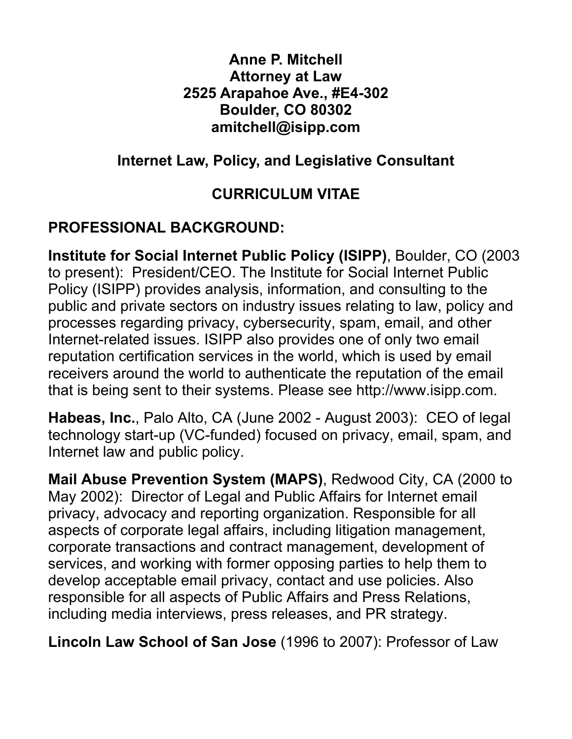**Anne P. Mitchell**
**Attorney at Law**
**2525 Arapahoe Ave., #E4-302**
**Boulder, CO 80302**
**amitchell@isipp.com**

## Internet Law, Policy, and Legislative Consultant

## CURRICULUM VITAE

## PROFESSIONAL BACKGROUND:

**Institute for Social Internet Public Policy (ISIPP)**, Boulder, CO (2003 to present): President/CEO. The Institute for Social Internet Public Policy (ISIPP) provides analysis, information, and consulting to the public and private sectors on industry issues relating to law, policy and processes regarding privacy, cybersecurity, spam, email, and other Internet-related issues. ISIPP also provides one of only two email reputation certification services in the world, which is used by email receivers around the world to authenticate the reputation of the email that is being sent to their systems. Please see http://www.isipp.com.

**Habeas, Inc.**, Palo Alto, CA (June 2002 - August 2003): CEO of legal technology start-up (VC-funded) focused on privacy, email, spam, and Internet law and public policy.

**Mail Abuse Prevention System (MAPS)**, Redwood City, CA (2000 to May 2002): Director of Legal and Public Affairs for Internet email privacy, advocacy and reporting organization. Responsible for all aspects of corporate legal affairs, including litigation management, corporate transactions and contract management, development of services, and working with former opposing parties to help them to develop acceptable email privacy, contact and use policies. Also responsible for all aspects of Public Affairs and Press Relations, including media interviews, press releases, and PR strategy.

**Lincoln Law School of San Jose** (1996 to 2007): Professor of Law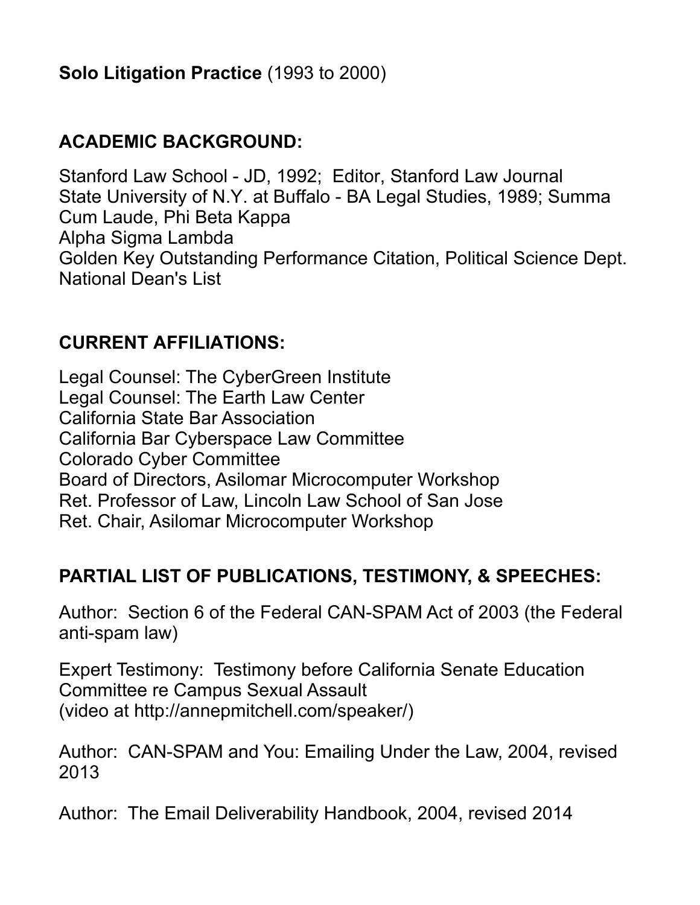**Solo Litigation Practice** (1993 to 2000)

## ACADEMIC BACKGROUND:

Stanford Law School - JD, 1992; Editor, Stanford Law Journal
State University of N.Y. at Buffalo - BA Legal Studies, 1989; Summa Cum Laude, Phi Beta Kappa
Alpha Sigma Lambda
Golden Key Outstanding Performance Citation, Political Science Dept.
National Dean's List

## CURRENT AFFILIATIONS:

Legal Counsel: The CyberGreen Institute
Legal Counsel: The Earth Law Center
California State Bar Association
California Bar Cyberspace Law Committee
Colorado Cyber Committee
Board of Directors, Asilomar Microcomputer Workshop
Ret. Professor of Law, Lincoln Law School of San Jose
Ret. Chair, Asilomar Microcomputer Workshop

## PARTIAL LIST OF PUBLICATIONS, TESTIMONY, & SPEECHES:

Author: Section 6 of the Federal CAN-SPAM Act of 2003 (the Federal anti-spam law)

Expert Testimony: Testimony before California Senate Education Committee re Campus Sexual Assault
(video at http://annepmitchell.com/speaker/)

Author: CAN-SPAM and You: Emailing Under the Law, 2004, revised 2013

Author: The Email Deliverability Handbook, 2004, revised 2014